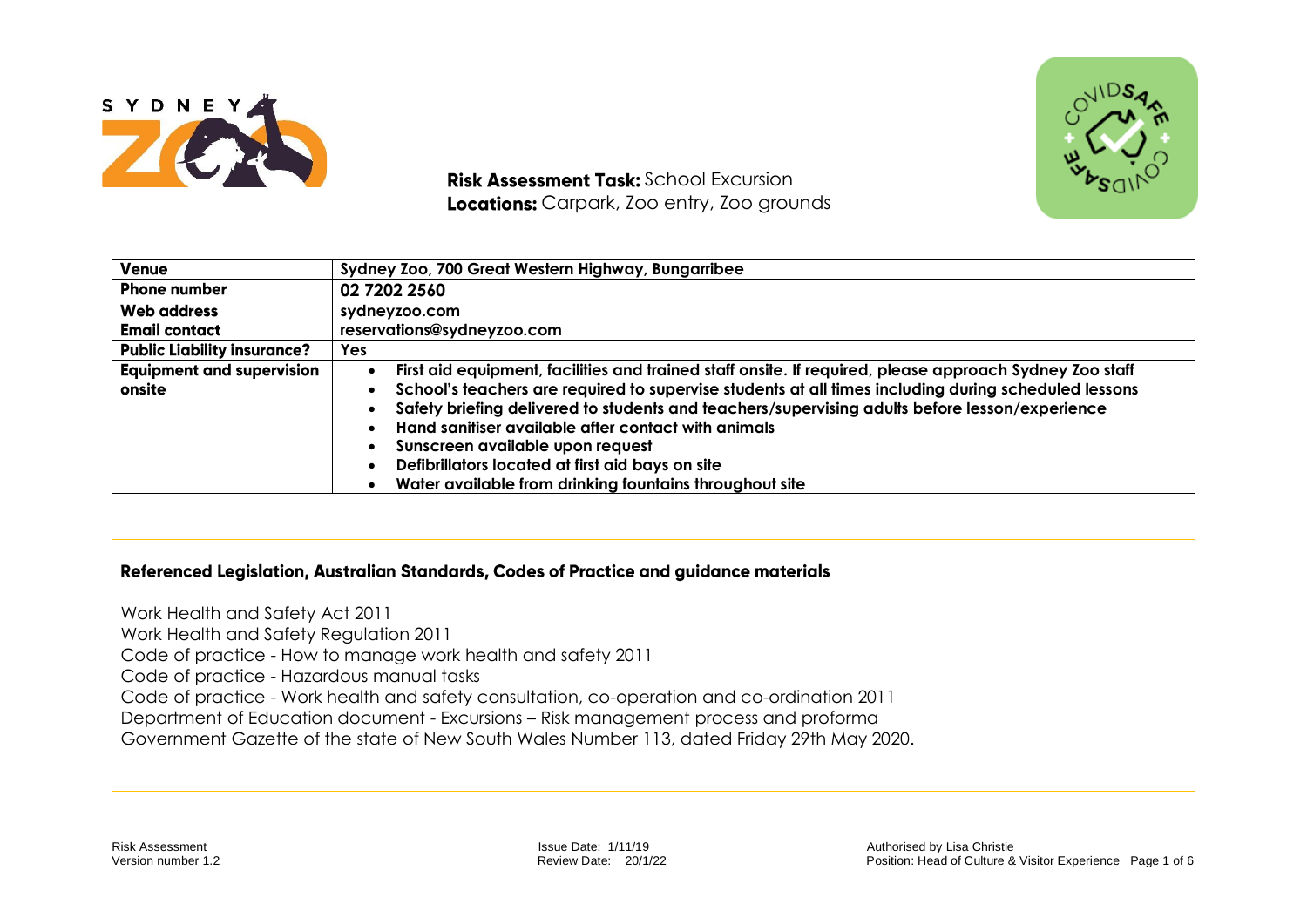**Risk Assessment Task:** School Excursion
**Locations:** Carpark, Zoo entry, Zoo grounds

| **Venue** | **Sydney Zoo, 700 Great Western Highway, Bungarribee** |
|---|---|
| **Phone number** | **02 7202 2560** |
| **Web address** | **sydneyzoo.com** |
| **Email contact** | **reservations@sydneyzoo.com** |
| **Public Liability insurance?** | **Yes** |
| **Equipment and supervision onsite** | • **First aid equipment, facilities and trained staff onsite. If required, please approach Sydney Zoo staff** <br> • **School's teachers are required to supervise students at all times including during scheduled lessons** <br> • **Safety briefing delivered to students and teachers/supervising adults before lesson/experience** <br> • **Hand sanitiser available after contact with animals** <br> • **Sunscreen available upon request** <br> • **Defibrillators located at first aid bays on site** <br> • **Water available from drinking fountains throughout site** |

## Referenced Legislation, Australian Standards, Codes of Practice and guidance materials

Work Health and Safety Act 2011
Work Health and Safety Regulation 2011
Code of practice - How to manage work health and safety 2011
Code of practice - Hazardous manual tasks
Code of practice - Work health and safety consultation, co-operation and co-ordination 2011
Department of Education document - Excursions – Risk management process and proforma
Government Gazette of the state of New South Wales Number 113, dated Friday 29th May 2020.

Risk Assessment
Version number 1.2

Issue Date: 1/11/19
Review Date: 20/1/22

Authorised by Lisa Christie
Position: Head of Culture & Visitor Experience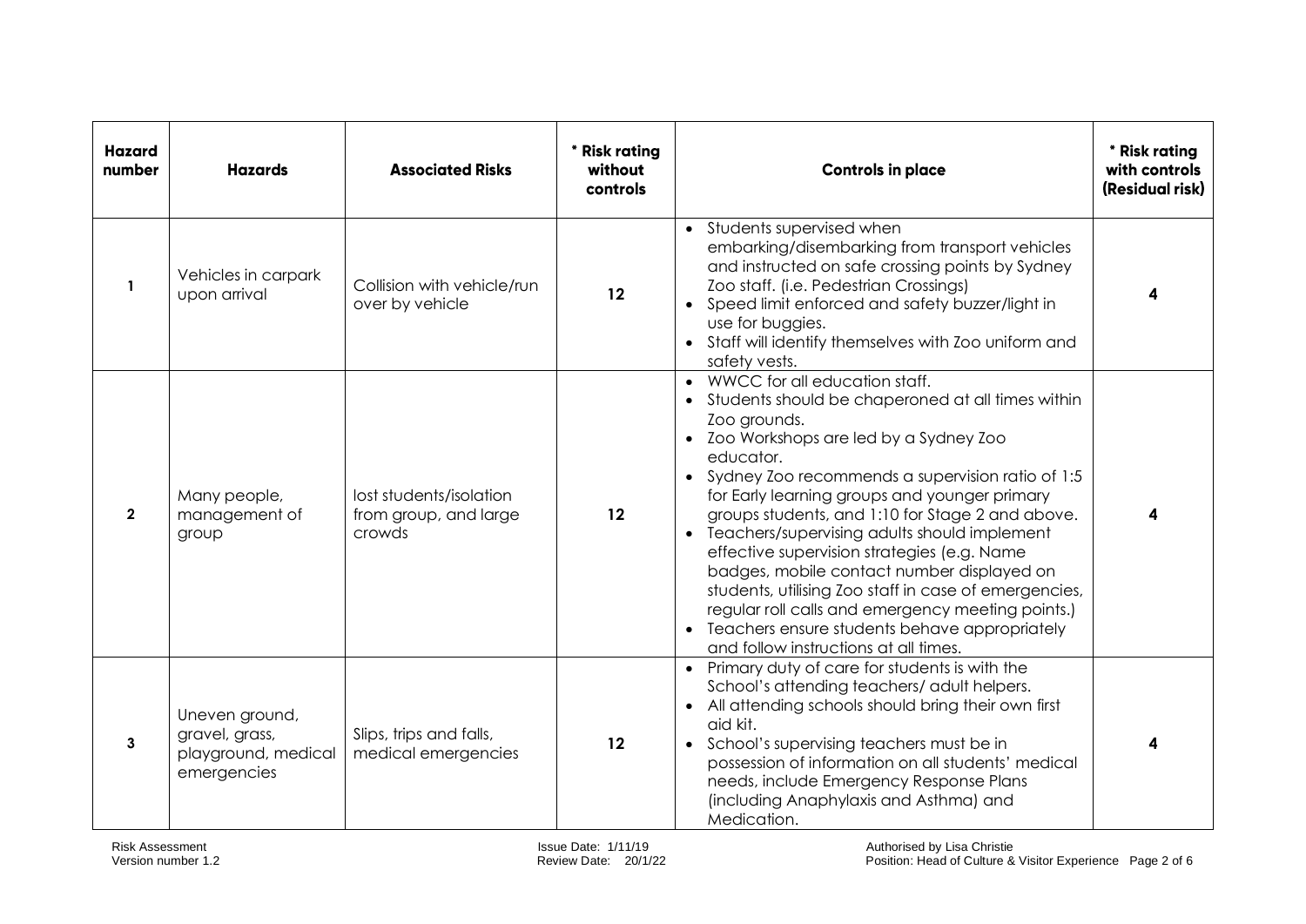| Hazard number | Hazards | Associated Risks | * Risk rating without controls | Controls in place | * Risk rating with controls (Residual risk) |
|---|---|---|---|---|---|
| 1 | Vehicles in carpark upon arrival | Collision with vehicle/run over by vehicle | 12 | • Students supervised when embarking/disembarking from transport vehicles and instructed on safe crossing points by Sydney Zoo staff. (i.e. Pedestrian Crossings)<br>• Speed limit enforced and safety buzzer/light in use for buggies.<br>• Staff will identify themselves with Zoo uniform and safety vests. | 4 |
| 2 | Many people, management of group | lost students/isolation from group, and large crowds | 12 | • WWCC for all education staff.<br>• Students should be chaperoned at all times within Zoo grounds.<br>• Zoo Workshops are led by a Sydney Zoo educator.<br>• Sydney Zoo recommends a supervision ratio of 1:5 for Early learning groups and younger primary groups students, and 1:10 for Stage 2 and above.<br>• Teachers/supervising adults should implement effective supervision strategies (e.g. Name badges, mobile contact number displayed on students, utilising Zoo staff in case of emergencies, regular roll calls and emergency meeting points.)<br>• Teachers ensure students behave appropriately and follow instructions at all times. | 4 |
| 3 | Uneven ground, gravel, grass, playground, medical emergencies | Slips, trips and falls, medical emergencies | 12 | • Primary duty of care for students is with the School's attending teachers/ adult helpers.<br>• All attending schools should bring their own first aid kit.<br>• School's supervising teachers must be in possession of information on all students' medical needs, include Emergency Response Plans (including Anaphylaxis and Asthma) and Medication. | 4 |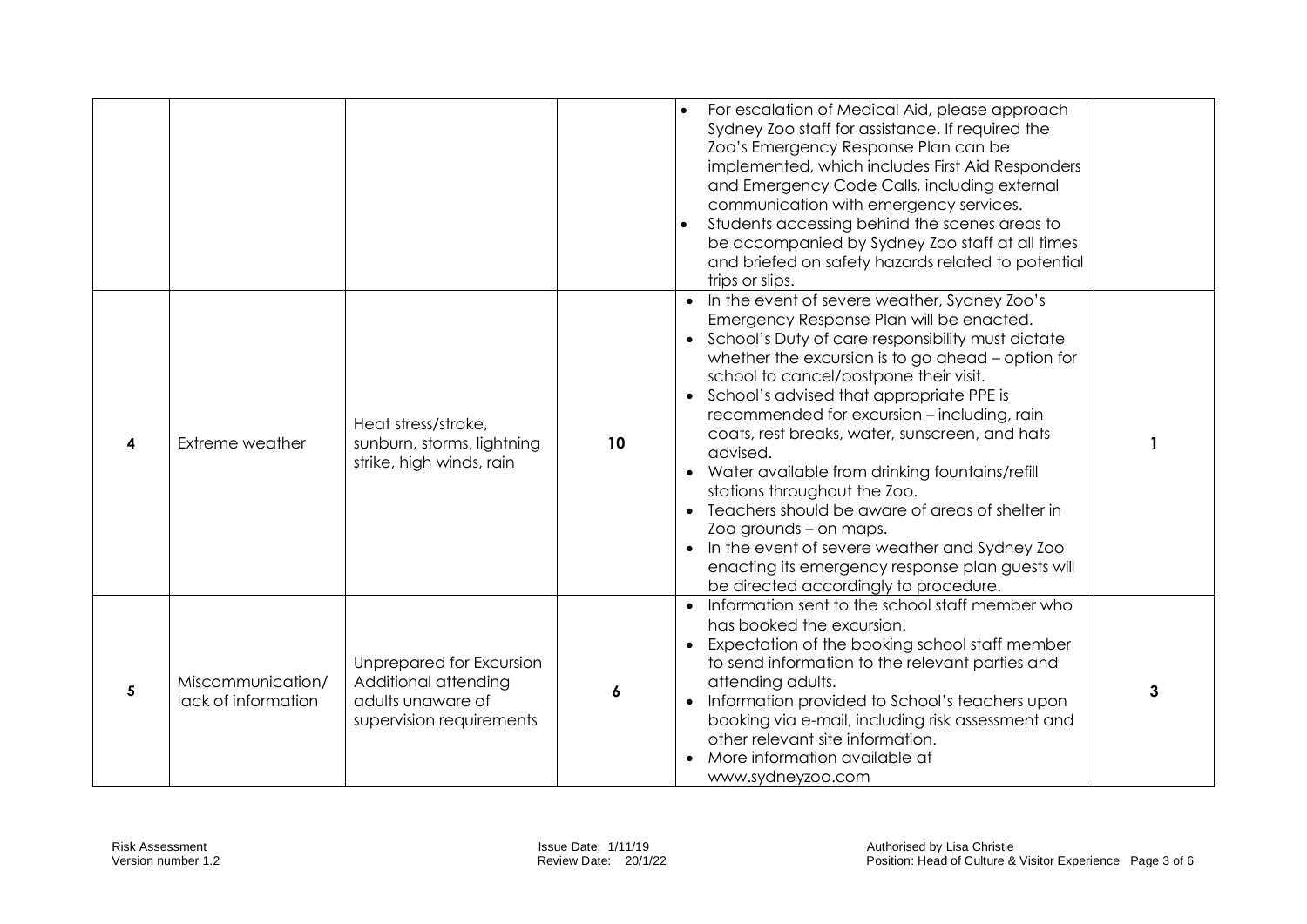| | | | | | |
|---|---|---|---|---|---|
| | | | | • For escalation of Medical Aid, please approach Sydney Zoo staff for assistance. If required the Zoo's Emergency Response Plan can be implemented, which includes First Aid Responders and Emergency Code Calls, including external communication with emergency services.<br>• Students accessing behind the scenes areas to be accompanied by Sydney Zoo staff at all times and briefed on safety hazards related to potential trips or slips. | |
| 4 | Extreme weather | Heat stress/stroke, sunburn, storms, lightning strike, high winds, rain | 10 | • In the event of severe weather, Sydney Zoo's Emergency Response Plan will be enacted.<br>• School's Duty of care responsibility must dictate whether the excursion is to go ahead – option for school to cancel/postpone their visit.<br>• School's advised that appropriate PPE is recommended for excursion – including, rain coats, rest breaks, water, sunscreen, and hats advised.<br>• Water available from drinking fountains/refill stations throughout the Zoo.<br>• Teachers should be aware of areas of shelter in Zoo grounds – on maps.<br>• In the event of severe weather and Sydney Zoo enacting its emergency response plan guests will be directed accordingly to procedure. | 1 |
| 5 | Miscommunication/ lack of information | Unprepared for Excursion Additional attending adults unaware of supervision requirements | 6 | • Information sent to the school staff member who has booked the excursion.<br>• Expectation of the booking school staff member to send information to the relevant parties and attending adults.<br>• Information provided to School's teachers upon booking via e-mail, including risk assessment and other relevant site information.<br>• More information available at www.sydneyzoo.com | 3 |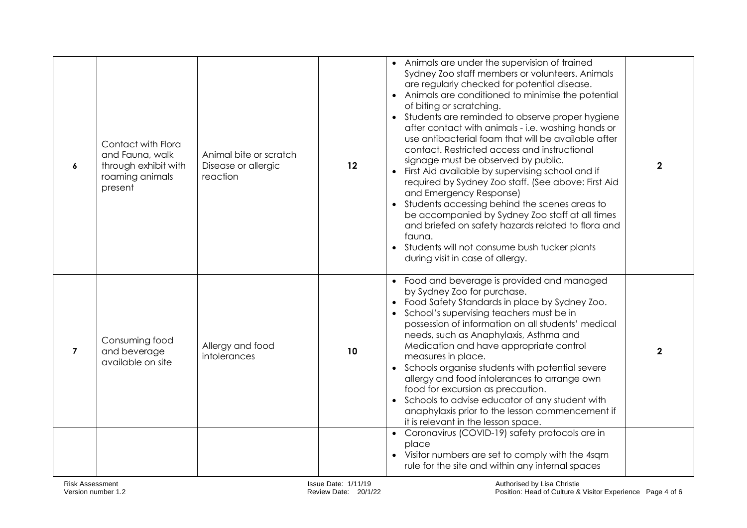| | | | | | |
|---|---|---|---|---|---|
| 6 | Contact with Flora and Fauna, walk through exhibit with roaming animals present | Animal bite or scratch Disease or allergic reaction | 12 | • Animals are under the supervision of trained Sydney Zoo staff members or volunteers. Animals are regularly checked for potential disease.<br>• Animals are conditioned to minimise the potential of biting or scratching.<br>• Students are reminded to observe proper hygiene after contact with animals - i.e. washing hands or use antibacterial foam that will be available after contact. Restricted access and instructional signage must be observed by public.<br>• First Aid available by supervising school and if required by Sydney Zoo staff. (See above: First Aid and Emergency Response)<br>• Students accessing behind the scenes areas to be accompanied by Sydney Zoo staff at all times and briefed on safety hazards related to flora and fauna.<br>• Students will not consume bush tucker plants during visit in case of allergy. | 2 |
| 7 | Consuming food and beverage available on site | Allergy and food intolerances | 10 | • Food and beverage is provided and managed by Sydney Zoo for purchase.<br>• Food Safety Standards in place by Sydney Zoo.<br>• School's supervising teachers must be in possession of information on all students' medical needs, such as Anaphylaxis, Asthma and Medication and have appropriate control measures in place.<br>• Schools organise students with potential severe allergy and food intolerances to arrange own food for excursion as precaution.<br>• Schools to advise educator of any student with anaphylaxis prior to the lesson commencement if it is relevant in the lesson space. | 2 |
| | | | | • Coronavirus (COVID-19) safety protocols are in place<br>• Visitor numbers are set to comply with the 4sqm rule for the site and within any internal spaces | |

Risk Assessment
Version number 1.2

Issue Date: 1/11/19
Review Date: 20/1/22

Authorised by Lisa Christie
Position: Head of Culture & Visitor Experience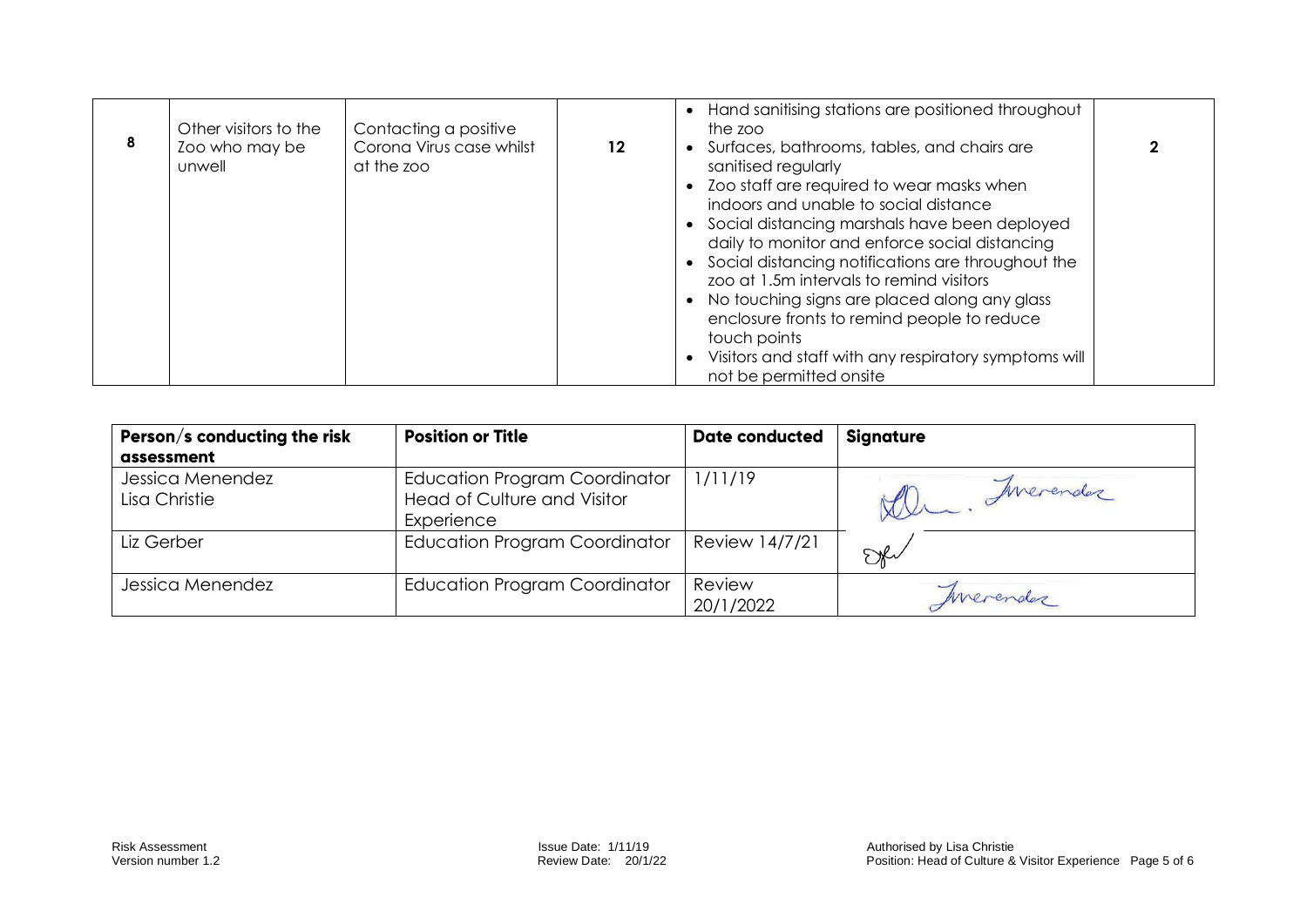| 8 | Other visitors to the Zoo who may be unwell | Contacting a positive Corona Virus case whilst at the zoo | 12 | • Hand sanitising stations are positioned throughout the zoo<br>• Surfaces, bathrooms, tables, and chairs are sanitised regularly<br>• Zoo staff are required to wear masks when indoors and unable to social distance<br>• Social distancing marshals have been deployed daily to monitor and enforce social distancing<br>• Social distancing notifications are throughout the zoo at 1.5m intervals to remind visitors<br>• No touching signs are placed along any glass enclosure fronts to remind people to reduce touch points<br>• Visitors and staff with any respiratory symptoms will not be permitted onsite | 2 |
|---|---|---|---|---|---|

| Person/s conducting the risk assessment | Position or Title | Date conducted | Signature |
|---|---|---|---|
| Jessica Menendez<br>Lisa Christie | Education Program Coordinator<br>Head of Culture and Visitor Experience | 1/11/19 | Menendez |
| Liz Gerber | Education Program Coordinator | Review 14/7/21 | |
| Jessica Menendez | Education Program Coordinator | Review 20/1/2022 | Menendez |

Risk Assessment
Version number 1.2

Issue Date: 1/11/19
Review Date: 20/1/22

Authorised by Lisa Christie
Position: Head of Culture & Visitor Experience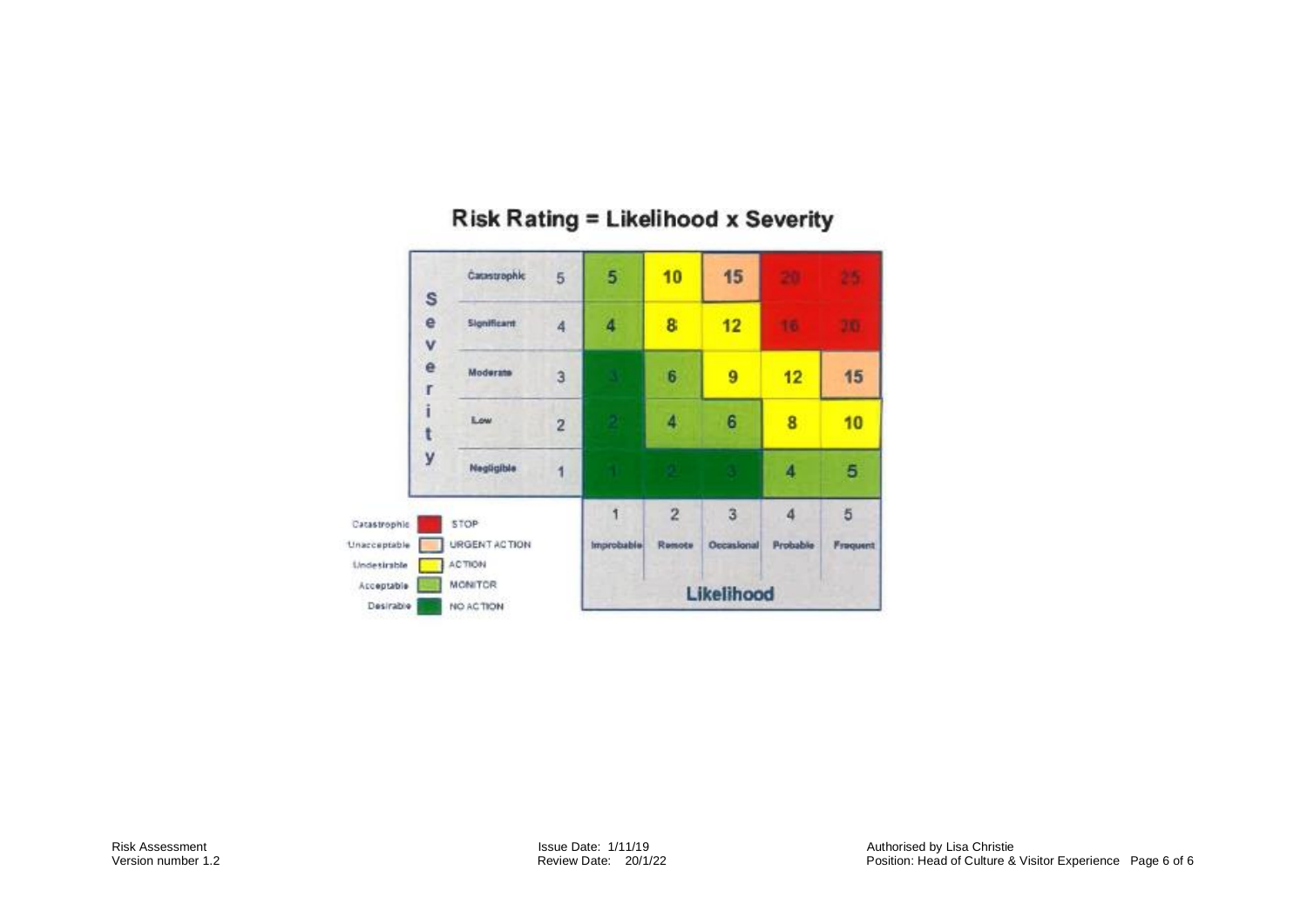# Risk Rating = Likelihood x Severity

| Severity | | 1 Improbable | 2 Remote | 3 Occasional | 4 Probable | 5 Frequent |
|---|---|---|---|---|---|---|
| Catastrophic | 5 | 5 | 10 | 15 | 20 | 25 |
| Significant | 4 | 4 | 8 | 12 | 16 | 20 |
| Moderate | 3 | 3 | 6 | 9 | 12 | 15 |
| Low | 2 | 2 | 4 | 6 | 8 | 10 |
| Negligible | 1 | 1 | 2 | 3 | 4 | 5 |

Likelihood

| | |
|---|---|
| Catastrophic | STOP |
| Unacceptable | URGENT ACTION |
| Undesirable | ACTION |
| Acceptable | MONITOR |
| Desirable | NO ACTION |

Risk Assessment
Version number 1.2

Issue Date: 1/11/19
Review Date: 20/1/22

Authorised by Lisa Christie
Position: Head of Culture & Visitor Experience